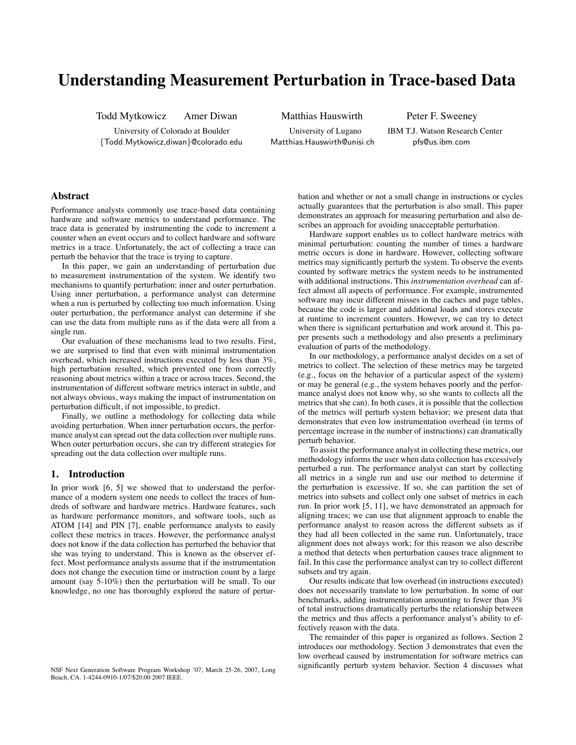# Understanding Measurement Perturbation in Trace-based Data

Todd Mytkowicz  Amer Diwan
University of Colorado at Boulder
{Todd.Mytkowicz,diwan}@colorado.edu

Matthias Hauswirth
University of Lugano
Matthias.Hauswirth@unisi.ch

Peter F. Sweeney
IBM T.J. Watson Research Center
pfs@us.ibm.com

## Abstract

Performance analysts commonly use trace-based data containing hardware and software metrics to understand performance. The trace data is generated by instrumenting the code to increment a counter when an event occurs and to collect hardware and software metrics in a trace. Unfortunately, the act of collecting a trace can perturb the behavior that the trace is trying to capture.

In this paper, we gain an understanding of perturbation due to measurement instrumentation of the system. We identify two mechanisms to quantify perturbation: inner and outer perturbation. Using inner perturbation, a performance analyst can determine when a run is perturbed by collecting too much information. Using outer perturbation, the performance analyst can determine if she can use the data from multiple runs as if the data were all from a single run.

Our evaluation of these mechanisms lead to two results. First, we are surprised to find that even with minimal instrumentation overhead, which increased instructions executed by less than 3%, high perturbation resulted, which prevented one from correctly reasoning about metrics within a trace or across traces. Second, the instrumentation of different software metrics interact in subtle, and not always obvious, ways making the impact of instrumentation on perturbation difficult, if not impossible, to predict.

Finally, we outline a methodology for collecting data while avoiding perturbation. When inner perturbation occurs, the performance analyst can spread out the data collection over multiple runs. When outer perturbation occurs, she can try different strategies for spreading out the data collection over multiple runs.

## 1. Introduction

In prior work [6, 5] we showed that to understand the performance of a modern system one needs to collect the traces of hundreds of software and hardware metrics. Hardware features, such as hardware performance monitors, and software tools, such as ATOM [14] and PIN [7], enable performance analysts to easily collect these metrics in traces. However, the performance analyst does not know if the data collection has perturbed the behavior that she was trying to understand. This is known as the observer effect. Most performance analysts assume that if the instrumentation does not change the execution time or instruction count by a large amount (say 5-10%) then the perturbation will be small. To our knowledge, no one has thoroughly explored the nature of perturbation and whether or not a small change in instructions or cycles actually guarantees that the perturbation is also small. This paper demonstrates an approach for measuring perturbation and also describes an approach for avoiding unacceptable perturbation.

Hardware support enables us to collect hardware metrics with minimal perturbation: counting the number of times a hardware metric occurs is done in hardware. However, collecting software metrics may significantly perturb the system. To observe the events counted by software metrics the system needs to be instrumented with additional instructions. This *instrumentation overhead* can affect almost all aspects of performance. For example, instrumented software may incur different misses in the caches and page tables, because the code is larger and additional loads and stores execute at runtime to increment counters. However, we can try to detect when there is significant perturbation and work around it. This paper presents such a methodology and also presents a preliminary evaluation of parts of the methodology.

In our methodology, a performance analyst decides on a set of metrics to collect. The selection of these metrics may be targeted (e.g., focus on the behavior of a particular aspect of the system) or may be general (e.g., the system behaves poorly and the performance analyst does not know why, so she wants to collects all the metrics that she can). In both cases, it is possible that the collection of the metrics will perturb system behavior; we present data that demonstrates that even low instrumentation overhead (in terms of percentage increase in the number of instructions) can dramatically perturb behavior.

To assist the performance analyst in collecting these metrics, our methodology informs the user when data collection has excessively perturbed a run. The performance analyst can start by collecting all metrics in a single run and use our method to determine if the perturbation is excessive. If so, she can partition the set of metrics into subsets and collect only one subset of metrics in each run. In prior work [5, 11], we have demonstrated an approach for aligning traces; we can use that alignment approach to enable the performance analyst to reason across the different subsets as if they had all been collected in the same run. Unfortunately, trace alignment does not always work; for this reason we also describe a method that detects when perturbation causes trace alignment to fail. In this case the performance analyst can try to collect different subsets and try again.

Our results indicate that low overhead (in instructions executed) does not necessarily translate to low perturbation. In some of our benchmarks, adding instrumentation amounting to fewer than 3% of total instructions dramatically perturbs the relationship between the metrics and thus affects a performance analyst's ability to effectively reason with the data.

The remainder of this paper is organized as follows. Section 2 introduces our methodology. Section 3 demonstrates that even the low overhead caused by instrumentation for software metrics can significantly perturb system behavior. Section 4 discusses what

NSF Next Generation Software Program Workshop '07, March 25-26, 2007, Long Beach, CA. 1-4244-0910-1/07/$20.00 2007 IEEE.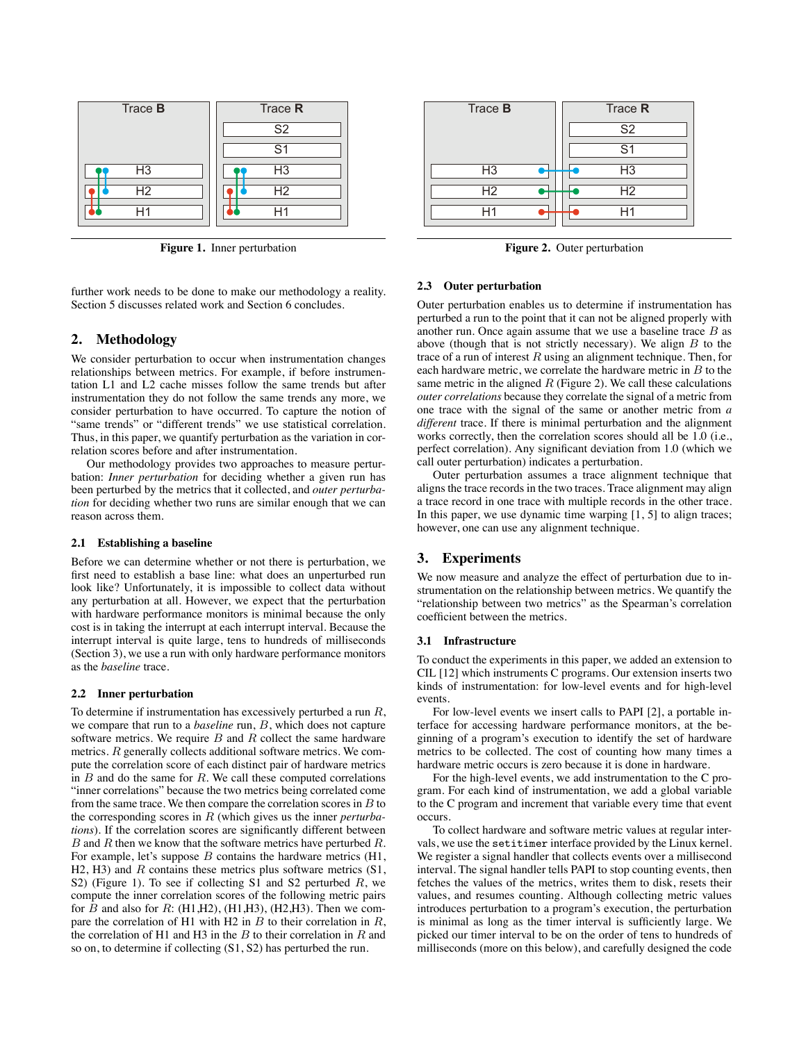Figure 1. Inner perturbation

Figure 2. Outer perturbation

further work needs to be done to make our methodology a reality. Section 5 discusses related work and Section 6 concludes.

## 2. Methodology

We consider perturbation to occur when instrumentation changes relationships between metrics. For example, if before instrumentation L1 and L2 cache misses follow the same trends but after instrumentation they do not follow the same trends any more, we consider perturbation to have occurred. To capture the notion of "same trends" or "different trends" we use statistical correlation. Thus, in this paper, we quantify perturbation as the variation in correlation scores before and after instrumentation.

Our methodology provides two approaches to measure perturbation: *Inner perturbation* for deciding whether a given run has been perturbed by the metrics that it collected, and *outer perturbation* for deciding whether two runs are similar enough that we can reason across them.

### 2.1 Establishing a baseline

Before we can determine whether or not there is perturbation, we first need to establish a base line: what does an unperturbed run look like? Unfortunately, it is impossible to collect data without any perturbation at all. However, we expect that the perturbation with hardware performance monitors is minimal because the only cost is in taking the interrupt at each interrupt interval. Because the interrupt interval is quite large, tens to hundreds of milliseconds (Section 3), we use a run with only hardware performance monitors as the *baseline* trace.

### 2.2 Inner perturbation

To determine if instrumentation has excessively perturbed a run $R$, we compare that run to a *baseline* run, $B$, which does not capture software metrics. We require $B$ and $R$ collect the same hardware metrics. $R$ generally collects additional software metrics. We compute the correlation score of each distinct pair of hardware metrics in $B$ and do the same for $R$. We call these computed correlations "inner correlations" because the two metrics being correlated come from the same trace. We then compare the correlation scores in $B$ to the corresponding scores in $R$ (which gives us the inner *perturbations*). If the correlation scores are significantly different between $B$ and $R$ then we know that the software metrics have perturbed $R$. For example, let's suppose $B$ contains the hardware metrics (H1, H2, H3) and $R$ contains these metrics plus software metrics (S1, S2) (Figure 1). To see if collecting S1 and S2 perturbed $R$, we compute the inner correlation scores of the following metric pairs for $B$ and also for $R$: (H1,H2), (H1,H3), (H2,H3). Then we compare the correlation of H1 with H2 in $B$ to their correlation in $R$, the correlation of H1 and H3 in the $B$ to their correlation in $R$ and so on, to determine if collecting (S1, S2) has perturbed the run.

### 2.3 Outer perturbation

Outer perturbation enables us to determine if instrumentation has perturbed a run to the point that it can not be aligned properly with another run. Once again assume that we use a baseline trace $B$ as above (though that is not strictly necessary). We align $B$ to the trace of a run of interest $R$ using an alignment technique. Then, for each hardware metric, we correlate the hardware metric in $B$ to the same metric in the aligned $R$ (Figure 2). We call these calculations *outer correlations* because they correlate the signal of a metric from one trace with the signal of the same or another metric from *a different* trace. If there is minimal perturbation and the alignment works correctly, then the correlation scores should all be 1.0 (i.e., perfect correlation). Any significant deviation from 1.0 (which we call outer perturbation) indicates a perturbation.

Outer perturbation assumes a trace alignment technique that aligns the trace records in the two traces. Trace alignment may align a trace record in one trace with multiple records in the other trace. In this paper, we use dynamic time warping [1, 5] to align traces; however, one can use any alignment technique.

## 3. Experiments

We now measure and analyze the effect of perturbation due to instrumentation on the relationship between metrics. We quantify the "relationship between two metrics" as the Spearman's correlation coefficient between the metrics.

### 3.1 Infrastructure

To conduct the experiments in this paper, we added an extension to CIL [12] which instruments C programs. Our extension inserts two kinds of instrumentation: for low-level events and for high-level events.

For low-level events we insert calls to PAPI [2], a portable interface for accessing hardware performance monitors, at the beginning of a program's execution to identify the set of hardware metrics to be collected. The cost of counting how many times a hardware metric occurs is zero because it is done in hardware.

For the high-level events, we add instrumentation to the C program. For each kind of instrumentation, we add a global variable to the C program and increment that variable every time that event occurs.

To collect hardware and software metric values at regular intervals, we use the `setitimer` interface provided by the Linux kernel. We register a signal handler that collects events over a millisecond interval. The signal handler tells PAPI to stop counting events, then fetches the values of the metrics, writes them to disk, resets their values, and resumes counting. Although collecting metric values introduces perturbation to a program's execution, the perturbation is minimal as long as the timer interval is sufficiently large. We picked our timer interval to be on the order of tens to hundreds of milliseconds (more on this below), and carefully designed the code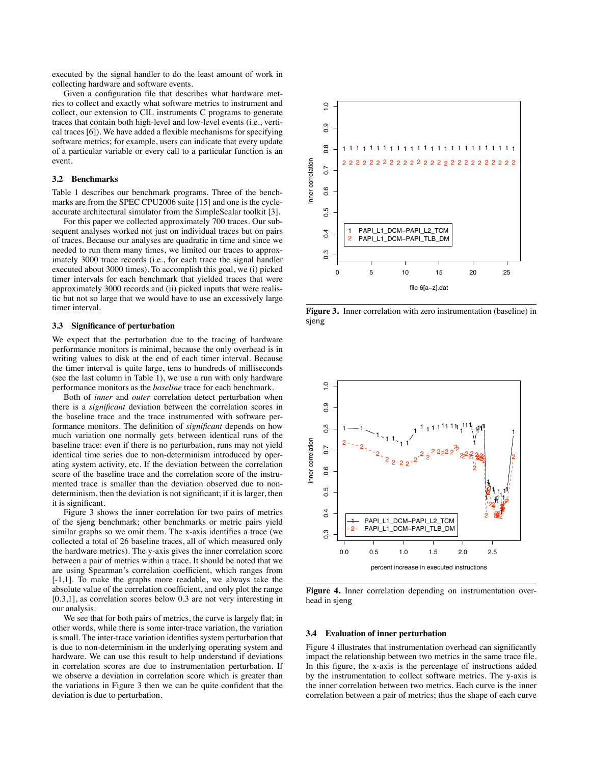executed by the signal handler to do the least amount of work in collecting hardware and software events.

Given a configuration file that describes what hardware metrics to collect and exactly what software metrics to instrument and collect, our extension to CIL instruments C programs to generate traces that contain both high-level and low-level events (i.e., vertical traces [6]). We have added a flexible mechanisms for specifying software metrics; for example, users can indicate that every update of a particular variable or every call to a particular function is an event.

### 3.2 Benchmarks

Table 1 describes our benchmark programs. Three of the benchmarks are from the SPEC CPU2006 suite [15] and one is the cycle-accurate architectural simulator from the SimpleScalar toolkit [3].

For this paper we collected approximately 700 traces. Our subsequent analyses worked not just on individual traces but on pairs of traces. Because our analyses are quadratic in time and since we needed to run them many times, we limited our traces to approximately 3000 trace records (i.e., for each trace the signal handler executed about 3000 times). To accomplish this goal, we (i) picked timer intervals for each benchmark that yielded traces that were approximately 3000 records and (ii) picked inputs that were realistic but not so large that we would have to use an excessively large timer interval.

### 3.3 Significance of perturbation

We expect that the perturbation due to the tracing of hardware performance monitors is minimal, because the only overhead is in writing values to disk at the end of each timer interval. Because the timer interval is quite large, tens to hundreds of milliseconds (see the last column in Table 1), we use a run with only hardware performance monitors as the *baseline* trace for each benchmark.

Both of *inner* and *outer* correlation detect perturbation when there is a *significant* deviation between the correlation scores in the baseline trace and the trace instrumented with software performance monitors. The definition of *significant* depends on how much variation one normally gets between identical runs of the baseline trace: even if there is no perturbation, runs may not yield identical time series due to non-determinism introduced by operating system activity, etc. If the deviation between the correlation score of the baseline trace and the correlation score of the instrumented trace is smaller than the deviation observed due to non-determinism, then the deviation is not significant; if it is larger, then it is significant.

Figure 3 shows the inner correlation for two pairs of metrics of the sjeng benchmark; other benchmarks or metric pairs yield similar graphs so we omit them. The x-axis identifies a trace (we collected a total of 26 baseline traces, all of which measured only the hardware metrics). The y-axis gives the inner correlation score between a pair of metrics within a trace. It should be noted that we are using Spearman's correlation coefficient, which ranges from [-1,1]. To make the graphs more readable, we always take the absolute value of the correlation coefficient, and only plot the range [0.3,1], as correlation scores below 0.3 are not very interesting in our analysis.

We see that for both pairs of metrics, the curve is largely flat; in other words, while there is some inter-trace variation, the variation is small. The inter-trace variation identifies system perturbation that is due to non-determinism in the underlying operating system and hardware. We can use this result to help understand if deviations in correlation scores are due to instrumentation perturbation. If we observe a deviation in correlation score which is greater than the variations in Figure 3 then we can be quite confident that the deviation is due to perturbation.

**Figure 3.** Inner correlation with zero instrumentation (baseline) in sjeng

**Figure 4.** Inner correlation depending on instrumentation overhead in sjeng

### 3.4 Evaluation of inner perturbation

Figure 4 illustrates that instrumentation overhead can significantly impact the relationship between two metrics in the same trace file. In this figure, the x-axis is the percentage of instructions added by the instrumentation to collect software metrics. The y-axis is the inner correlation between two metrics. Each curve is the inner correlation between a pair of metrics; thus the shape of each curve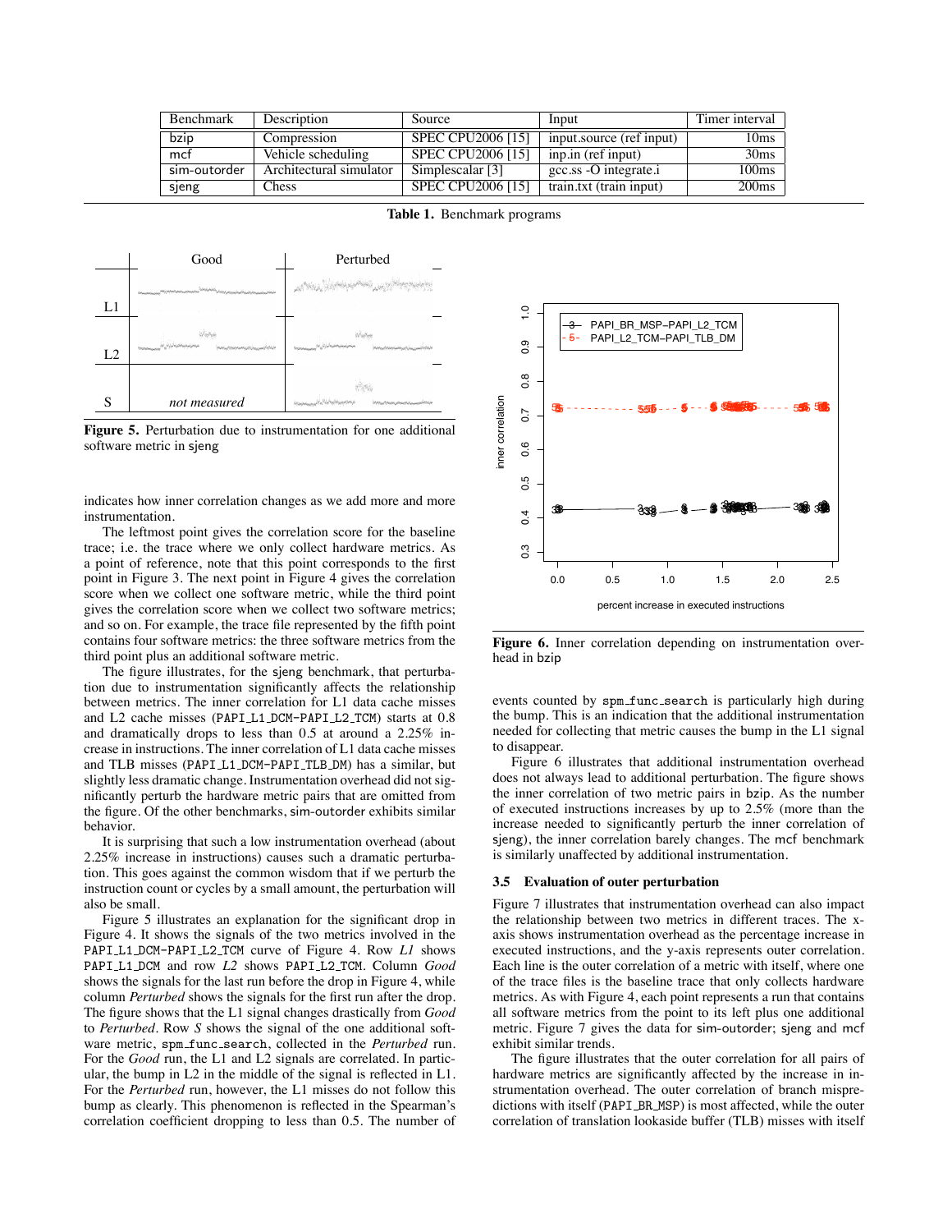| Benchmark | Description | Source | Input | Timer interval |
|---|---|---|---|---|
| bzip | Compression | SPEC CPU2006 [15] | input.source (ref input) | 10ms |
| mcf | Vehicle scheduling | SPEC CPU2006 [15] | inp.in (ref input) | 30ms |
| sim-outorder | Architectural simulator | Simplescalar [3] | gcc.ss -O integrate.i | 100ms |
| sjeng | Chess | SPEC CPU2006 [15] | train.txt (train input) | 200ms |

**Table 1.** Benchmark programs

**Figure 5.** Perturbation due to instrumentation for one additional software metric in sjeng

indicates how inner correlation changes as we add more and more instrumentation.

The leftmost point gives the correlation score for the baseline trace; i.e. the trace where we only collect hardware metrics. As a point of reference, note that this point corresponds to the first point in Figure 3. The next point in Figure 4 gives the correlation score when we collect one software metric, while the third point gives the correlation score when we collect two software metrics; and so on. For example, the trace file represented by the fifth point contains four software metrics: the three software metrics from the third point plus an additional software metric.

The figure illustrates, for the sjeng benchmark, that perturbation due to instrumentation significantly affects the relationship between metrics. The inner correlation for L1 data cache misses and L2 cache misses (PAPI_L1_DCM-PAPI_L2_TCM) starts at 0.8 and dramatically drops to less than 0.5 at around a 2.25% increase in instructions. The inner correlation of L1 data cache misses and TLB misses (PAPI_L1_DCM-PAPI_TLB_DM) has a similar, but slightly less dramatic change. Instrumentation overhead did not significantly perturb the hardware metric pairs that are omitted from the figure. Of the other benchmarks, sim-outorder exhibits similar behavior.

It is surprising that such a low instrumentation overhead (about 2.25% increase in instructions) causes such a dramatic perturbation. This goes against the common wisdom that if we perturb the instruction count or cycles by a small amount, the perturbation will also be small.

Figure 5 illustrates an explanation for the significant drop in Figure 4. It shows the signals of the two metrics involved in the PAPI_L1_DCM-PAPI_L2_TCM curve of Figure 4. Row *L1* shows PAPI_L1_DCM and row *L2* shows PAPI_L2_TCM. Column *Good* shows the signals for the last run before the drop in Figure 4, while column *Perturbed* shows the signals for the first run after the drop. The figure shows that the L1 signal changes drastically from *Good* to *Perturbed*. Row *S* shows the signal of the one additional software metric, spm_func_search, collected in the *Perturbed* run. For the *Good* run, the L1 and L2 signals are correlated. In particular, the bump in L2 in the middle of the signal is reflected in L1. For the *Perturbed* run, however, the L1 misses do not follow this bump as clearly. This phenomenon is reflected in the Spearman's correlation coefficient dropping to less than 0.5. The number of events counted by spm_func_search is particularly high during the bump. This is an indication that the additional instrumentation needed for collecting that metric causes the bump in the L1 signal to disappear.

**Figure 6.** Inner correlation depending on instrumentation overhead in bzip

Figure 6 illustrates that additional instrumentation overhead does not always lead to additional perturbation. The figure shows the inner correlation of two metric pairs in bzip. As the number of executed instructions increases by up to 2.5% (more than the increase needed to significantly perturb the inner correlation of sjeng), the inner correlation barely changes. The mcf benchmark is similarly unaffected by additional instrumentation.

### 3.5 Evaluation of outer perturbation

Figure 7 illustrates that instrumentation overhead can also impact the relationship between two metrics in different traces. The x-axis shows instrumentation overhead as the percentage increase in executed instructions, and the y-axis represents outer correlation. Each line is the outer correlation of a metric with itself, where one of the trace files is the baseline trace that only collects hardware metrics. As with Figure 4, each point represents a run that contains all software metrics from the point to its left plus one additional metric. Figure 7 gives the data for sim-outorder; sjeng and mcf exhibit similar trends.

The figure illustrates that the outer correlation for all pairs of hardware metrics are significantly affected by the increase in instrumentation overhead. The outer correlation of branch mispredictions with itself (PAPI_BR_MSP) is most affected, while the outer correlation of translation lookaside buffer (TLB) misses with itself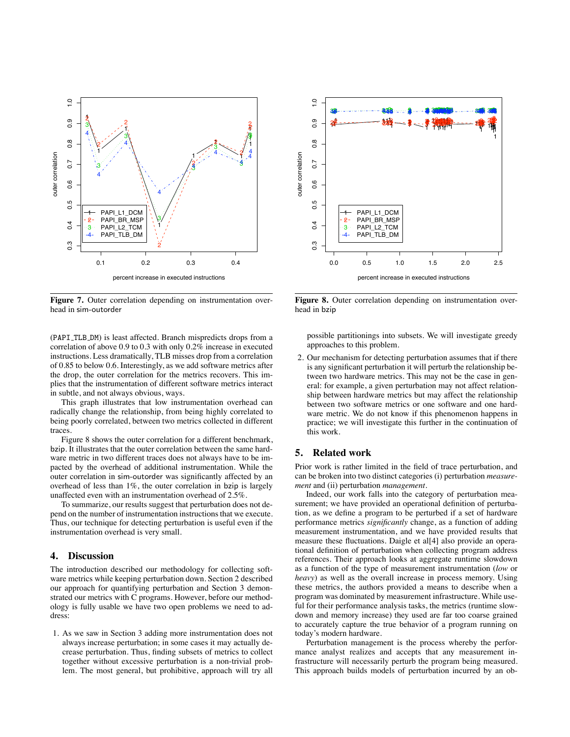**Figure 7.** Outer correlation depending on instrumentation overhead in sim-outorder

**Figure 8.** Outer correlation depending on instrumentation overhead in bzip

(PAPI_TLB_DM) is least affected. Branch mispredicts drops from a correlation of above 0.9 to 0.3 with only 0.2% increase in executed instructions. Less dramatically, TLB misses drop from a correlation of 0.85 to below 0.6. Interestingly, as we add software metrics after the drop, the outer correlation for the metrics recovers. This implies that the instrumentation of different software metrics interact in subtle, and not always obvious, ways.

This graph illustrates that low instrumentation overhead can radically change the relationship, from being highly correlated to being poorly correlated, between two metrics collected in different traces.

Figure 8 shows the outer correlation for a different benchmark, bzip. It illustrates that the outer correlation between the same hardware metric in two different traces does not always have to be impacted by the overhead of additional instrumentation. While the outer correlation in sim-outorder was significantly affected by an overhead of less than 1%, the outer correlation in bzip is largely unaffected even with an instrumentation overhead of 2.5%.

To summarize, our results suggest that perturbation does not depend on the number of instrumentation instructions that we execute. Thus, our technique for detecting perturbation is useful even if the instrumentation overhead is very small.

## 4. Discussion

The introduction described our methodology for collecting software metrics while keeping perturbation down. Section 2 described our approach for quantifying perturbation and Section 3 demonstrated our metrics with C programs. However, before our methodology is fully usable we have two open problems we need to address:

1. As we saw in Section 3 adding more instrumentation does not always increase perturbation; in some cases it may actually decrease perturbation. Thus, finding subsets of metrics to collect together without excessive perturbation is a non-trivial problem. The most general, but prohibitive, approach will try all possible partitionings into subsets. We will investigate greedy approaches to this problem.
2. Our mechanism for detecting perturbation assumes that if there is any significant perturbation it will perturb the relationship between two hardware metrics. This may not be the case in general: for example, a given perturbation may not affect relationship between hardware metrics but may affect the relationship between two software metrics or one software and one hardware metric. We do not know if this phenomenon happens in practice; we will investigate this further in the continuation of this work.

## 5. Related work

Prior work is rather limited in the field of trace perturbation, and can be broken into two distinct categories (i) perturbation *measurement* and (ii) perturbation *management*.

Indeed, our work falls into the category of perturbation measurement; we have provided an operational definition of perturbation, as we define a program to be perturbed if a set of hardware performance metrics *significantly* change, as a function of adding measurement instrumentation, and we have provided results that measure these fluctuations. Daigle et al[4] also provide an operational definition of perturbation when collecting program address references. Their approach looks at aggregate runtime slowdown as a function of the type of measurement instrumentation (*low* or *heavy*) as well as the overall increase in process memory. Using these metrics, the authors provided a means to describe when a program was dominated by measurement infrastructure. While useful for their performance analysis tasks, the metrics (runtime slowdown and memory increase) they used are far too coarse grained to accurately capture the true behavior of a program running on today's modern hardware.

Perturbation management is the process whereby the performance analyst realizes and accepts that any measurement infrastructure will necessarily perturb the program being measured. This approach builds models of perturbation incurred by an ob-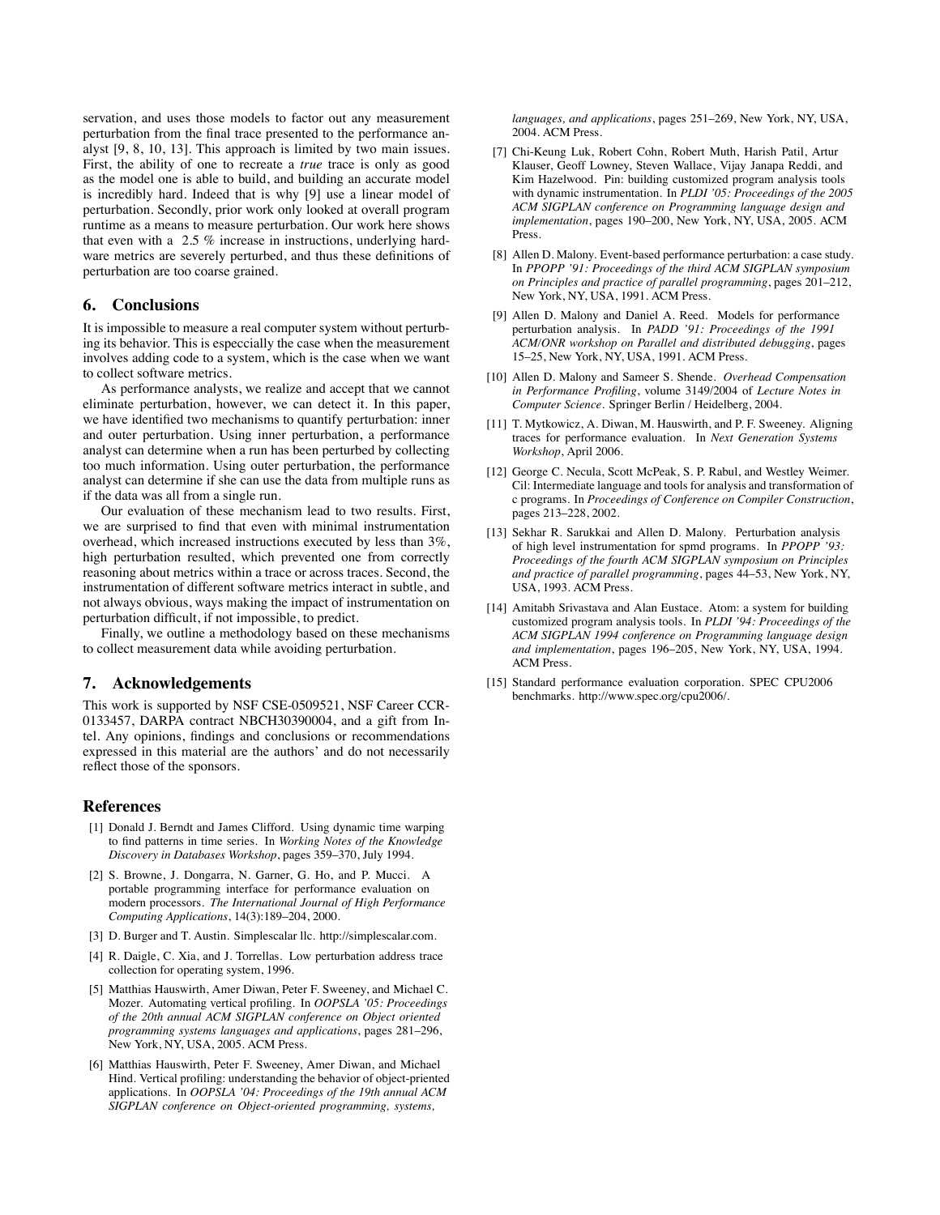servation, and uses those models to factor out any measurement perturbation from the final trace presented to the performance analyst [9, 8, 10, 13]. This approach is limited by two main issues. First, the ability of one to recreate a *true* trace is only as good as the model one is able to build, and building an accurate model is incredibly hard. Indeed that is why [9] use a linear model of perturbation. Secondly, prior work only looked at overall program runtime as a means to measure perturbation. Our work here shows that even with a 2.5 % increase in instructions, underlying hardware metrics are severely perturbed, and thus these definitions of perturbation are too coarse grained.

## 6. Conclusions

It is impossible to measure a real computer system without perturbing its behavior. This is especcially the case when the measurement involves adding code to a system, which is the case when we want to collect software metrics.

As performance analysts, we realize and accept that we cannot eliminate perturbation, however, we can detect it. In this paper, we have identified two mechanisms to quantify perturbation: inner and outer perturbation. Using inner perturbation, a performance analyst can determine when a run has been perturbed by collecting too much information. Using outer perturbation, the performance analyst can determine if she can use the data from multiple runs as if the data was all from a single run.

Our evaluation of these mechanism lead to two results. First, we are surprised to find that even with minimal instrumentation overhead, which increased instructions executed by less than 3%, high perturbation resulted, which prevented one from correctly reasoning about metrics within a trace or across traces. Second, the instrumentation of different software metrics interact in subtle, and not always obvious, ways making the impact of instrumentation on perturbation difficult, if not impossible, to predict.

Finally, we outline a methodology based on these mechanisms to collect measurement data while avoiding perturbation.

## 7. Acknowledgements

This work is supported by NSF CSE-0509521, NSF Career CCR-0133457, DARPA contract NBCH30390004, and a gift from Intel. Any opinions, findings and conclusions or recommendations expressed in this material are the authors' and do not necessarily reflect those of the sponsors.

## References

[1] Donald J. Berndt and James Clifford. Using dynamic time warping to find patterns in time series. In *Working Notes of the Knowledge Discovery in Databases Workshop*, pages 359–370, July 1994.

[2] S. Browne, J. Dongarra, N. Garner, G. Ho, and P. Mucci. A portable programming interface for performance evaluation on modern processors. *The International Journal of High Performance Computing Applications*, 14(3):189–204, 2000.

[3] D. Burger and T. Austin. Simplescalar llc. http://simplescalar.com.

[4] R. Daigle, C. Xia, and J. Torrellas. Low perturbation address trace collection for operating system, 1996.

[5] Matthias Hauswirth, Amer Diwan, Peter F. Sweeney, and Michael C. Mozer. Automating vertical profiling. In *OOPSLA '05: Proceedings of the 20th annual ACM SIGPLAN conference on Object oriented programming systems languages and applications*, pages 281–296, New York, NY, USA, 2005. ACM Press.

[6] Matthias Hauswirth, Peter F. Sweeney, Amer Diwan, and Michael Hind. Vertical profiling: understanding the behavior of object-priented applications. In *OOPSLA '04: Proceedings of the 19th annual ACM SIGPLAN conference on Object-oriented programming, systems, languages, and applications*, pages 251–269, New York, NY, USA, 2004. ACM Press.

[7] Chi-Keung Luk, Robert Cohn, Robert Muth, Harish Patil, Artur Klauser, Geoff Lowney, Steven Wallace, Vijay Janapa Reddi, and Kim Hazelwood. Pin: building customized program analysis tools with dynamic instrumentation. In *PLDI '05: Proceedings of the 2005 ACM SIGPLAN conference on Programming language design and implementation*, pages 190–200, New York, NY, USA, 2005. ACM Press.

[8] Allen D. Malony. Event-based performance perturbation: a case study. In *PPOPP '91: Proceedings of the third ACM SIGPLAN symposium on Principles and practice of parallel programming*, pages 201–212, New York, NY, USA, 1991. ACM Press.

[9] Allen D. Malony and Daniel A. Reed. Models for performance perturbation analysis. In *PADD '91: Proceedings of the 1991 ACM/ONR workshop on Parallel and distributed debugging*, pages 15–25, New York, NY, USA, 1991. ACM Press.

[10] Allen D. Malony and Sameer S. Shende. *Overhead Compensation in Performance Profiling*, volume 3149/2004 of *Lecture Notes in Computer Science*. Springer Berlin / Heidelberg, 2004.

[11] T. Mytkowicz, A. Diwan, M. Hauswirth, and P. F. Sweeney. Aligning traces for performance evaluation. In *Next Generation Systems Workshop*, April 2006.

[12] George C. Necula, Scott McPeak, S. P. Rabul, and Westley Weimer. Cil: Intermediate language and tools for analysis and transformation of c programs. In *Proceedings of Conference on Compiler Construction*, pages 213–228, 2002.

[13] Sekhar R. Sarukkai and Allen D. Malony. Perturbation analysis of high level instrumentation for spmd programs. In *PPOPP '93: Proceedings of the fourth ACM SIGPLAN symposium on Principles and practice of parallel programming*, pages 44–53, New York, NY, USA, 1993. ACM Press.

[14] Amitabh Srivastava and Alan Eustace. Atom: a system for building customized program analysis tools. In *PLDI '94: Proceedings of the ACM SIGPLAN 1994 conference on Programming language design and implementation*, pages 196–205, New York, NY, USA, 1994. ACM Press.

[15] Standard performance evaluation corporation. SPEC CPU2006 benchmarks. http://www.spec.org/cpu2006/.